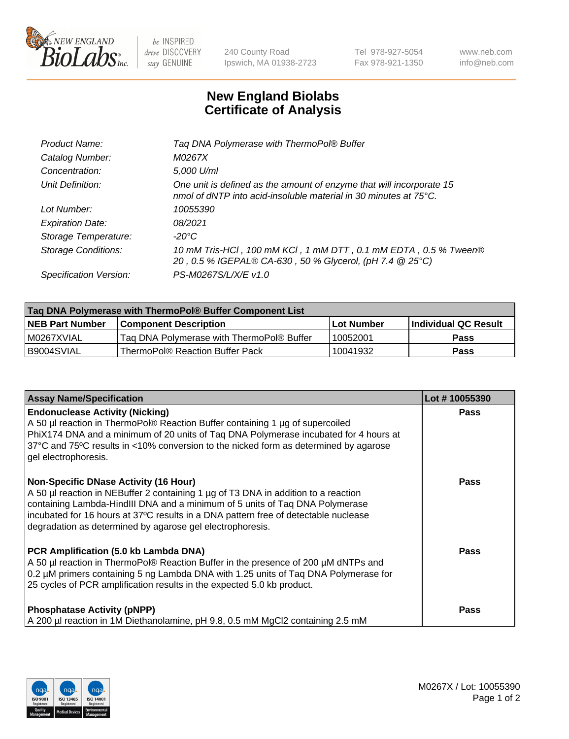New England BioLabs Inc. — be INSPIRED drive DISCOVERY stay GENUINE

240 County Road
Ipswich, MA 01938-2723

Tel 978-927-5054
Fax 978-921-1350

www.neb.com
info@neb.com

# New England Biolabs
# Certificate of Analysis

| | |
|---|---|
| *Product Name:* | *Taq DNA Polymerase with ThermoPol® Buffer* |
| *Catalog Number:* | *M0267X* |
| *Concentration:* | *5,000 U/ml* |
| *Unit Definition:* | *One unit is defined as the amount of enzyme that will incorporate 15 nmol of dNTP into acid-insoluble material in 30 minutes at 75°C.* |
| *Lot Number:* | *10055390* |
| *Expiration Date:* | *08/2021* |
| *Storage Temperature:* | *-20°C* |
| *Storage Conditions:* | *10 mM Tris-HCl , 100 mM KCl , 1 mM DTT , 0.1 mM EDTA , 0.5 % Tween® 20 , 0.5 % IGEPAL® CA-630 , 50 % Glycerol, (pH 7.4 @ 25°C)* |
| *Specification Version:* | *PS-M0267S/L/X/E v1.0* |

| Taq DNA Polymerase with ThermoPol® Buffer Component List | | | |
|---|---|---|---|
| **NEB Part Number** | **Component Description** | **Lot Number** | **Individual QC Result** |
| M0267XVIAL | Taq DNA Polymerase with ThermoPol® Buffer | 10052001 | **Pass** |
| B9004SVIAL | ThermoPol® Reaction Buffer Pack | 10041932 | **Pass** |

| Assay Name/Specification | Lot # 10055390 |
|---|---|
| **Endonuclease Activity (Nicking)**<br>A 50 µl reaction in ThermoPol® Reaction Buffer containing 1 µg of supercoiled PhiX174 DNA and a minimum of 20 units of Taq DNA Polymerase incubated for 4 hours at 37ºC and 75ºC results in <10% conversion to the nicked form as determined by agarose gel electrophoresis. | **Pass** |
| **Non-Specific DNase Activity (16 Hour)**<br>A 50 µl reaction in NEBuffer 2 containing 1 µg of T3 DNA in addition to a reaction containing Lambda-HindIII DNA and a minimum of 5 units of Taq DNA Polymerase incubated for 16 hours at 37ºC results in a DNA pattern free of detectable nuclease degradation as determined by agarose gel electrophoresis. | **Pass** |
| **PCR Amplification (5.0 kb Lambda DNA)**<br>A 50 µl reaction in ThermoPol® Reaction Buffer in the presence of 200 µM dNTPs and 0.2 µM primers containing 5 ng Lambda DNA with 1.25 units of Taq DNA Polymerase for 25 cycles of PCR amplification results in the expected 5.0 kb product. | **Pass** |
| **Phosphatase Activity (pNPP)**<br>A 200 µl reaction in 1M Diethanolamine, pH 9.8, 0.5 mM $MgCl_2$ containing 2.5 mM | **Pass** |

M0267X / Lot: 10055390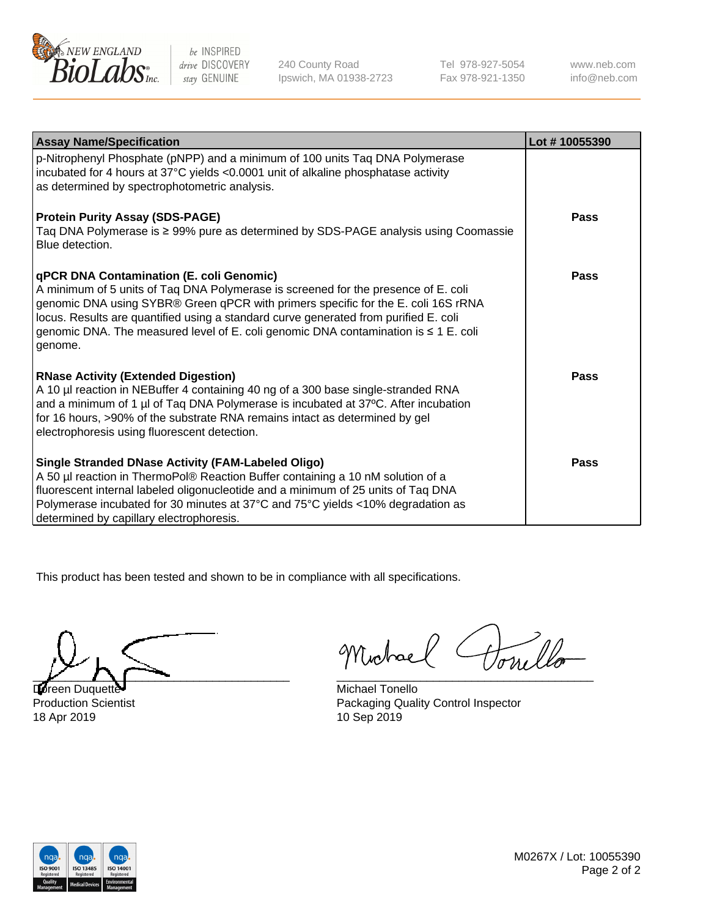| Assay Name/Specification | Lot # 10055390 |
|---|---|
| p-Nitrophenyl Phosphate (pNPP) and a minimum of 100 units Taq DNA Polymerase incubated for 4 hours at 37°C yields <0.0001 unit of alkaline phosphatase activity as determined by spectrophotometric analysis. | |
| **Protein Purity Assay (SDS-PAGE)**<br>Taq DNA Polymerase is ≥ 99% pure as determined by SDS-PAGE analysis using Coomassie Blue detection. | Pass |
| **qPCR DNA Contamination (E. coli Genomic)**<br>A minimum of 5 units of Taq DNA Polymerase is screened for the presence of E. coli genomic DNA using SYBR® Green qPCR with primers specific for the E. coli 16S rRNA locus. Results are quantified using a standard curve generated from purified E. coli genomic DNA. The measured level of E. coli genomic DNA contamination is ≤ 1 E. coli genome. | Pass |
| **RNase Activity (Extended Digestion)**<br>A 10 µl reaction in NEBuffer 4 containing 40 ng of a 300 base single-stranded RNA and a minimum of 1 µl of Taq DNA Polymerase is incubated at 37ºC. After incubation for 16 hours, >90% of the substrate RNA remains intact as determined by gel electrophoresis using fluorescent detection. | Pass |
| **Single Stranded DNase Activity (FAM-Labeled Oligo)**<br>A 50 µl reaction in ThermoPol® Reaction Buffer containing a 10 nM solution of a fluorescent internal labeled oligonucleotide and a minimum of 25 units of Taq DNA Polymerase incubated for 30 minutes at 37°C and 75°C yields <10% degradation as determined by capillary electrophoresis. | Pass |

This product has been tested and shown to be in compliance with all specifications.

Doreen Duquette
Production Scientist
18 Apr 2019

Michael Tonello
Packaging Quality Control Inspector
10 Sep 2019

M0267X / Lot: 10055390